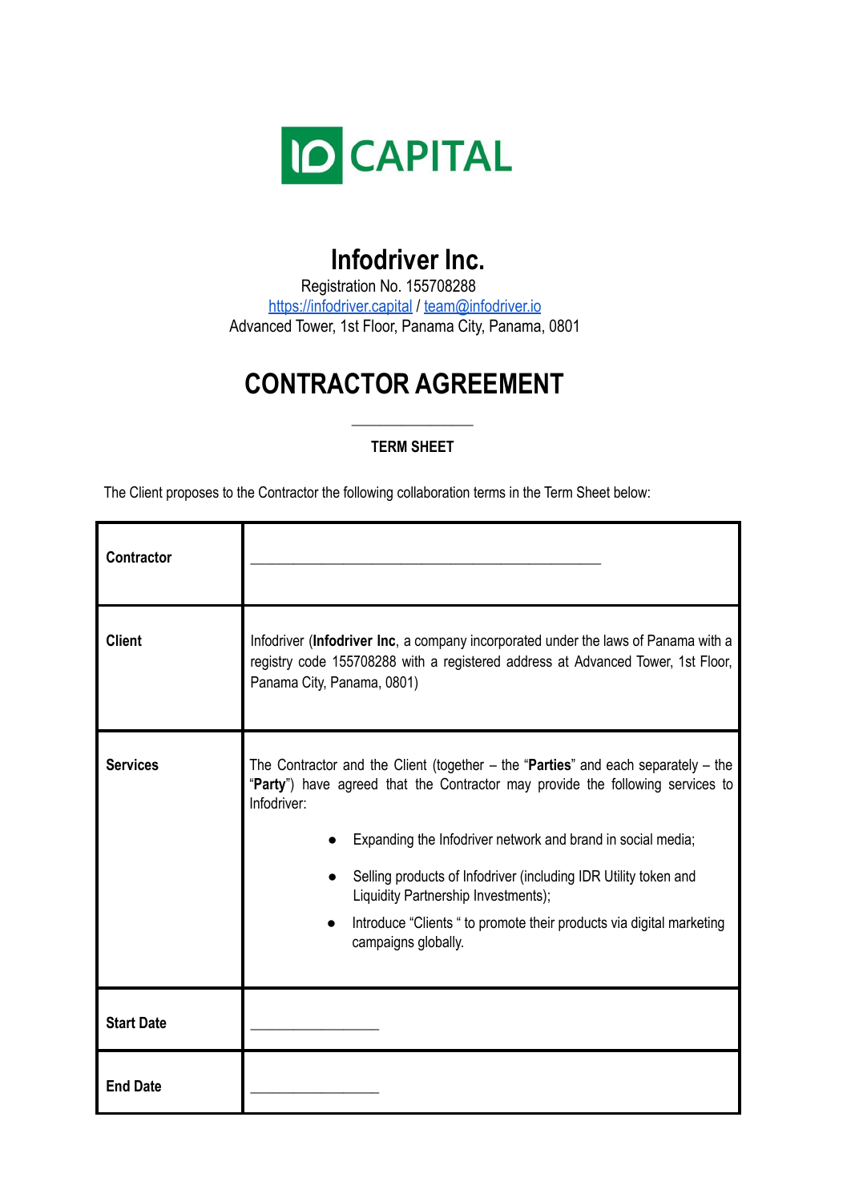ID CAPITAL

# Infodriver Inc.

Registration No. 155708288
https://infodriver.capital / team@infodriver.io
Advanced Tower, 1st Floor, Panama City, Panama, 0801

# CONTRACTOR AGREEMENT

______________

**TERM SHEET**

The Client proposes to the Contractor the following collaboration terms in the Term Sheet below:

| | |
|---|---|
| **Contractor** | ________________________________________ |
| **Client** | Infodriver (**Infodriver Inc**, a company incorporated under the laws of Panama with a registry code 155708288 with a registered address at Advanced Tower, 1st Floor, Panama City, Panama, 0801) |
| **Services** | The Contractor and the Client (together – the "**Parties**" and each separately – the "**Party**") have agreed that the Contractor may provide the following services to Infodriver: <br>• Expanding the Infodriver network and brand in social media; <br>• Selling products of Infodriver (including IDR Utility token and Liquidity Partnership Investments); <br>• Introduce "Clients " to promote their products via digital marketing campaigns globally. |
| **Start Date** | _______________ |
| **End Date** | _______________ |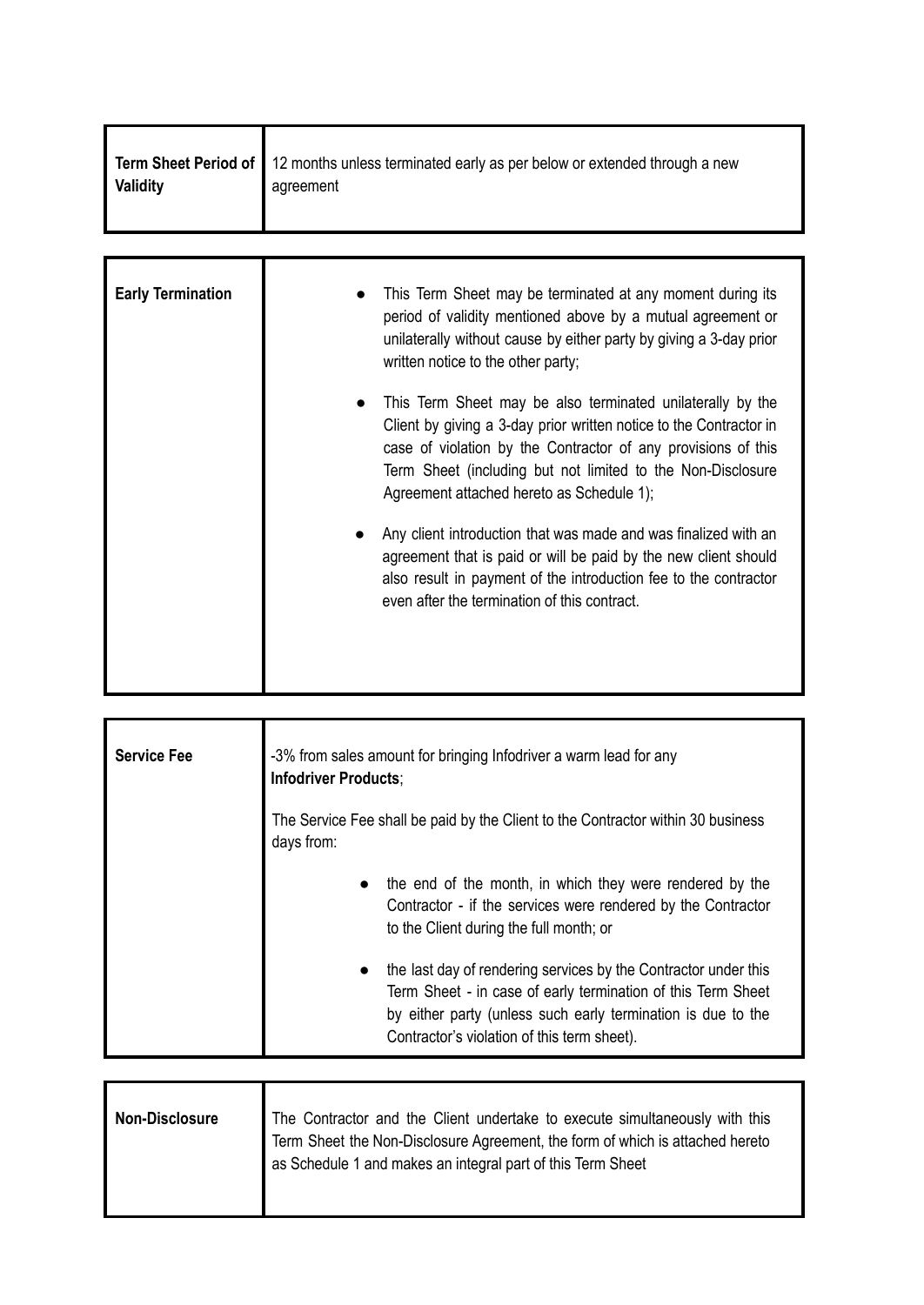| **Term Sheet Period of Validity** | 12 months unless terminated early as per below or extended through a new agreement |
|---|---|

| **Early Termination** | <ul><li>This Term Sheet may be terminated at any moment during its period of validity mentioned above by a mutual agreement or unilaterally without cause by either party by giving a 3-day prior written notice to the other party;</li><li>This Term Sheet may be also terminated unilaterally by the Client by giving a 3-day prior written notice to the Contractor in case of violation by the Contractor of any provisions of this Term Sheet (including but not limited to the Non-Disclosure Agreement attached hereto as Schedule 1);</li><li>Any client introduction that was made and was finalized with an agreement that is paid or will be paid by the new client should also result in payment of the introduction fee to the contractor even after the termination of this contract.</li></ul> |
|---|---|

| **Service Fee** | -3% from sales amount for bringing Infodriver a warm lead for any **Infodriver Products**;<br><br>The Service Fee shall be paid by the Client to the Contractor within 30 business days from:<ul><li>the end of the month, in which they were rendered by the Contractor - if the services were rendered by the Contractor to the Client during the full month; or</li><li>the last day of rendering services by the Contractor under this Term Sheet - in case of early termination of this Term Sheet by either party (unless such early termination is due to the Contractor's violation of this term sheet).</li></ul> |
|---|---|

| **Non-Disclosure** | The Contractor and the Client undertake to execute simultaneously with this Term Sheet the Non-Disclosure Agreement, the form of which is attached hereto as Schedule 1 and makes an integral part of this Term Sheet |
|---|---|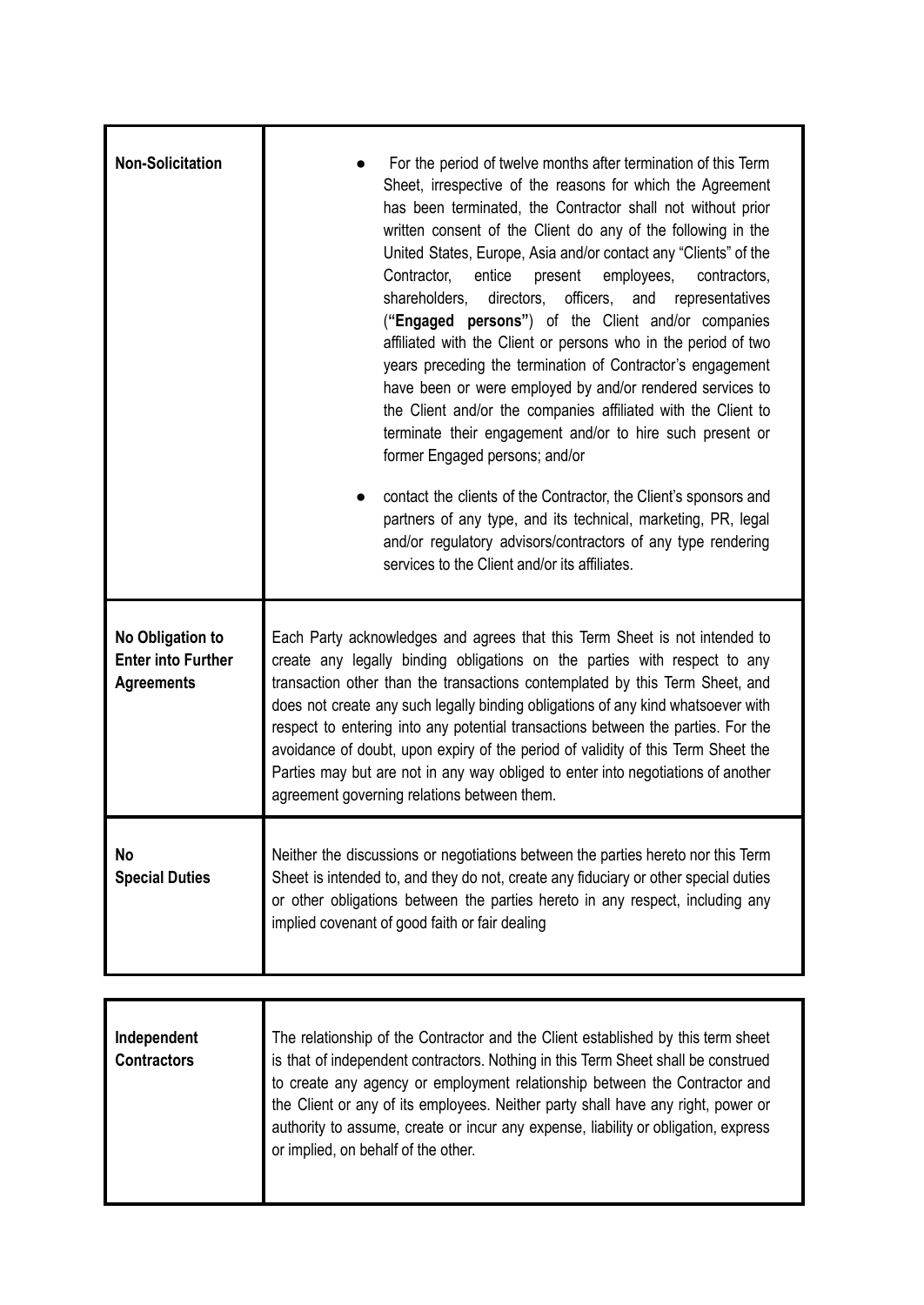| Non-Solicitation | • For the period of twelve months after termination of this Term Sheet, irrespective of the reasons for which the Agreement has been terminated, the Contractor shall not without prior written consent of the Client do any of the following in the United States, Europe, Asia and/or contact any "Clients" of the Contractor, entice present employees, contractors, shareholders, directors, officers, and representatives (**"Engaged persons"**) of the Client and/or companies affiliated with the Client or persons who in the period of two years preceding the termination of Contractor's engagement have been or were employed by and/or rendered services to the Client and/or the companies affiliated with the Client to terminate their engagement and/or to hire such present or former Engaged persons; and/or<br><br>• contact the clients of the Contractor, the Client's sponsors and partners of any type, and its technical, marketing, PR, legal and/or regulatory advisors/contractors of any type rendering services to the Client and/or its affiliates. |
|---|---|
| **No Obligation to Enter into Further Agreements** | Each Party acknowledges and agrees that this Term Sheet is not intended to create any legally binding obligations on the parties with respect to any transaction other than the transactions contemplated by this Term Sheet, and does not create any such legally binding obligations of any kind whatsoever with respect to entering into any potential transactions between the parties. For the avoidance of doubt, upon expiry of the period of validity of this Term Sheet the Parties may but are not in any way obliged to enter into negotiations of another agreement governing relations between them. |
| **No Special Duties** | Neither the discussions or negotiations between the parties hereto nor this Term Sheet is intended to, and they do not, create any fiduciary or other special duties or other obligations between the parties hereto in any respect, including any implied covenant of good faith or fair dealing |

| Independent Contractors | The relationship of the Contractor and the Client established by this term sheet is that of independent contractors. Nothing in this Term Sheet shall be construed to create any agency or employment relationship between the Contractor and the Client or any of its employees. Neither party shall have any right, power or authority to assume, create or incur any expense, liability or obligation, express or implied, on behalf of the other. |
|---|---|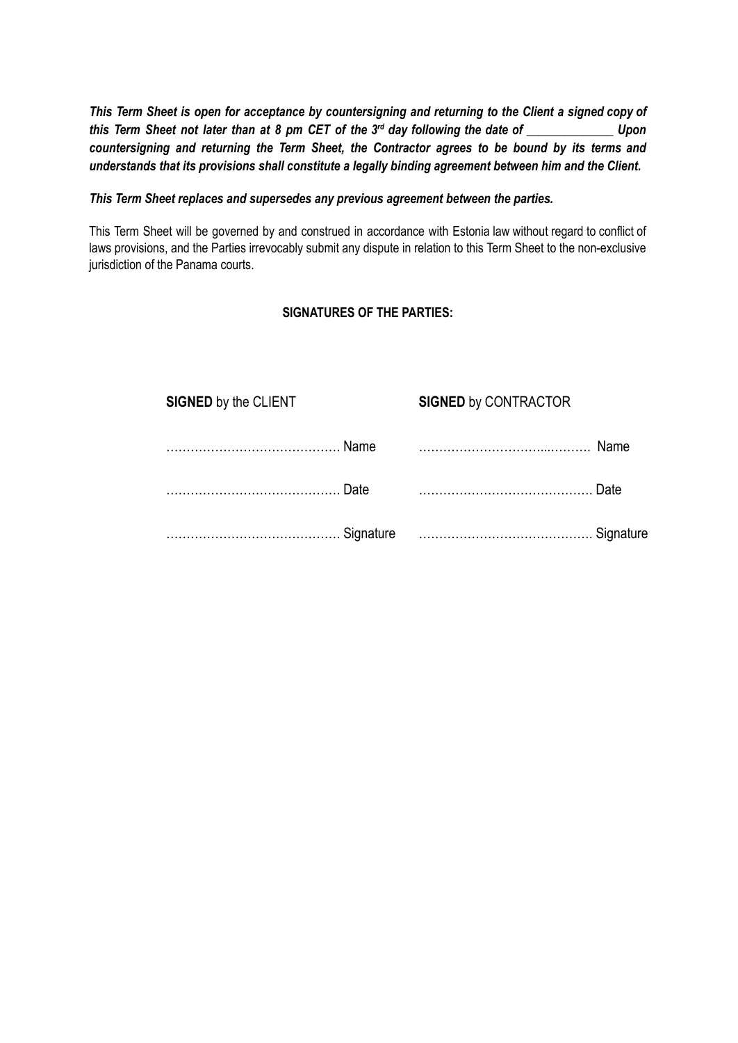***This Term Sheet is open for acceptance by countersigning and returning to the Client a signed copy of this Term Sheet not later than at 8 pm CET of the 3rd day following the date of _____________ Upon countersigning and returning the Term Sheet, the Contractor agrees to be bound by its terms and understands that its provisions shall constitute a legally binding agreement between him and the Client.***

***This Term Sheet replaces and supersedes any previous agreement between the parties.***

This Term Sheet will be governed by and construed in accordance with Estonia law without regard to conflict of laws provisions, and the Parties irrevocably submit any dispute in relation to this Term Sheet to the non-exclusive jurisdiction of the Panama courts.

**SIGNATURES OF THE PARTIES:**

| **SIGNED** by the CLIENT | **SIGNED** by CONTRACTOR |
|---|---|
| …………………………………… Name | ……………………….....……… Name |
| …………………………………… Date | ……………………………………. Date |
| …………………………………… Signature | ……………………………………. Signature |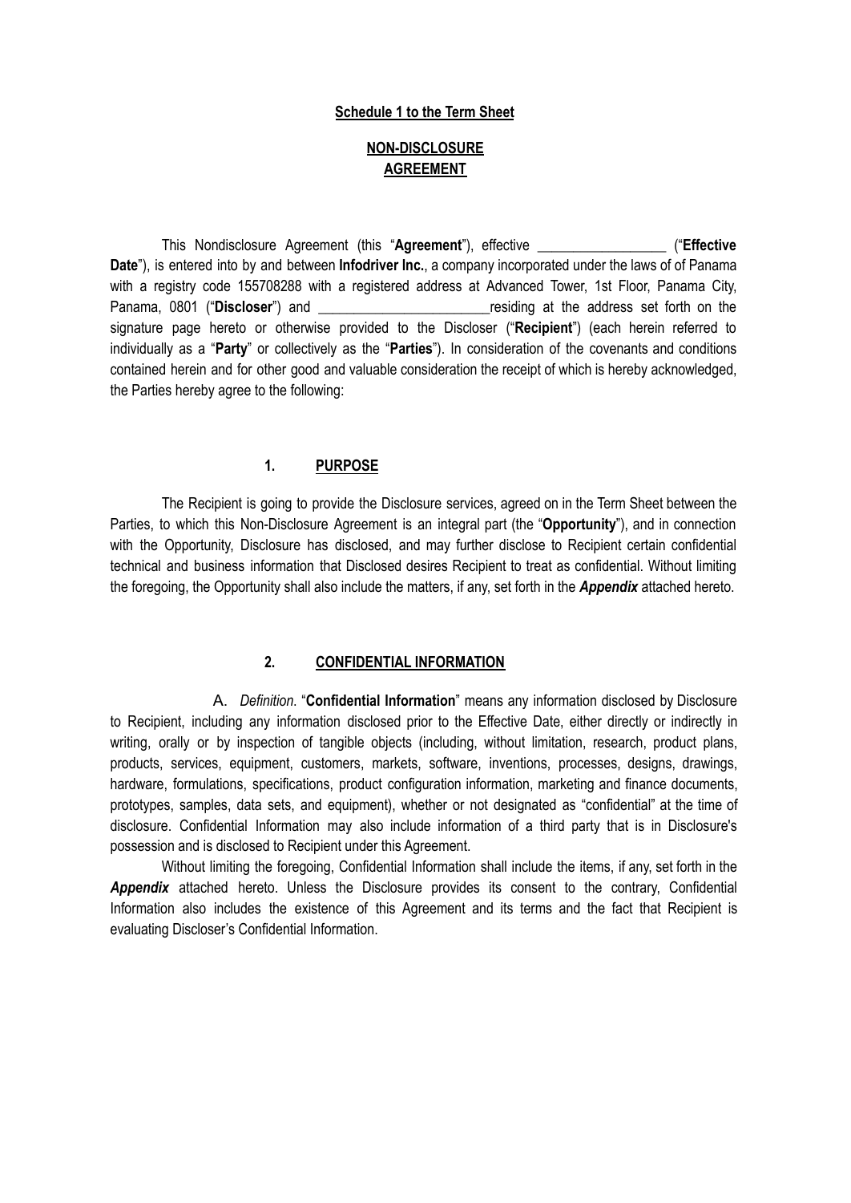**Schedule 1 to the Term Sheet**

# NON-DISCLOSURE AGREEMENT

This Nondisclosure Agreement (this "**Agreement**"), effective __________________ ("**Effective Date**"), is entered into by and between **Infodriver Inc.**, a company incorporated under the laws of of Panama with a registry code 155708288 with a registered address at Advanced Tower, 1st Floor, Panama City, Panama, 0801 ("**Discloser**") and ________________________residing at the address set forth on the signature page hereto or otherwise provided to the Discloser ("**Recipient**") (each herein referred to individually as a "**Party**" or collectively as the "**Parties**"). In consideration of the covenants and conditions contained herein and for other good and valuable consideration the receipt of which is hereby acknowledged, the Parties hereby agree to the following:

## 1. PURPOSE

The Recipient is going to provide the Disclosure services, agreed on in the Term Sheet between the Parties, to which this Non-Disclosure Agreement is an integral part (the "**Opportunity**"), and in connection with the Opportunity, Disclosure has disclosed, and may further disclose to Recipient certain confidential technical and business information that Disclosed desires Recipient to treat as confidential. Without limiting the foregoing, the Opportunity shall also include the matters, if any, set forth in the ***Appendix*** attached hereto.

## 2. CONFIDENTIAL INFORMATION

A. *Definition.* "**Confidential Information**" means any information disclosed by Disclosure to Recipient, including any information disclosed prior to the Effective Date, either directly or indirectly in writing, orally or by inspection of tangible objects (including, without limitation, research, product plans, products, services, equipment, customers, markets, software, inventions, processes, designs, drawings, hardware, formulations, specifications, product configuration information, marketing and finance documents, prototypes, samples, data sets, and equipment), whether or not designated as "confidential" at the time of disclosure. Confidential Information may also include information of a third party that is in Disclosure's possession and is disclosed to Recipient under this Agreement.

Without limiting the foregoing, Confidential Information shall include the items, if any, set forth in the ***Appendix*** attached hereto. Unless the Disclosure provides its consent to the contrary, Confidential Information also includes the existence of this Agreement and its terms and the fact that Recipient is evaluating Discloser's Confidential Information.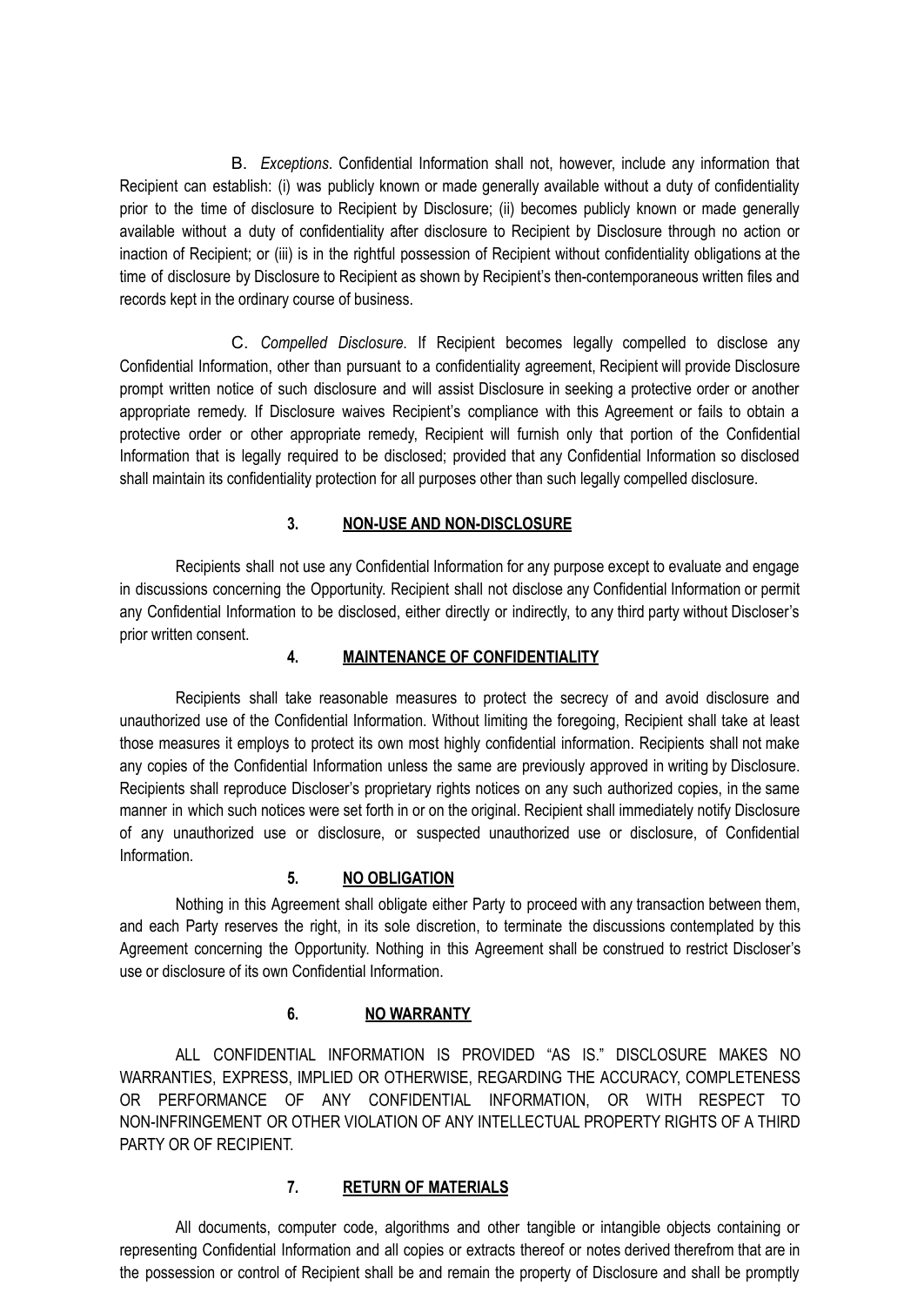B. *Exceptions*. Confidential Information shall not, however, include any information that Recipient can establish: (i) was publicly known or made generally available without a duty of confidentiality prior to the time of disclosure to Recipient by Disclosure; (ii) becomes publicly known or made generally available without a duty of confidentiality after disclosure to Recipient by Disclosure through no action or inaction of Recipient; or (iii) is in the rightful possession of Recipient without confidentiality obligations at the time of disclosure by Disclosure to Recipient as shown by Recipient's then-contemporaneous written files and records kept in the ordinary course of business.

C. *Compelled Disclosure*. If Recipient becomes legally compelled to disclose any Confidential Information, other than pursuant to a confidentiality agreement, Recipient will provide Disclosure prompt written notice of such disclosure and will assist Disclosure in seeking a protective order or another appropriate remedy. If Disclosure waives Recipient's compliance with this Agreement or fails to obtain a protective order or other appropriate remedy, Recipient will furnish only that portion of the Confidential Information that is legally required to be disclosed; provided that any Confidential Information so disclosed shall maintain its confidentiality protection for all purposes other than such legally compelled disclosure.

## 3. NON-USE AND NON-DISCLOSURE

Recipients shall not use any Confidential Information for any purpose except to evaluate and engage in discussions concerning the Opportunity. Recipient shall not disclose any Confidential Information or permit any Confidential Information to be disclosed, either directly or indirectly, to any third party without Discloser's prior written consent.

## 4. MAINTENANCE OF CONFIDENTIALITY

Recipients shall take reasonable measures to protect the secrecy of and avoid disclosure and unauthorized use of the Confidential Information. Without limiting the foregoing, Recipient shall take at least those measures it employs to protect its own most highly confidential information. Recipients shall not make any copies of the Confidential Information unless the same are previously approved in writing by Disclosure. Recipients shall reproduce Discloser's proprietary rights notices on any such authorized copies, in the same manner in which such notices were set forth in or on the original. Recipient shall immediately notify Disclosure of any unauthorized use or disclosure, or suspected unauthorized use or disclosure, of Confidential Information.

## 5. NO OBLIGATION

Nothing in this Agreement shall obligate either Party to proceed with any transaction between them, and each Party reserves the right, in its sole discretion, to terminate the discussions contemplated by this Agreement concerning the Opportunity. Nothing in this Agreement shall be construed to restrict Discloser's use or disclosure of its own Confidential Information.

## 6. NO WARRANTY

ALL CONFIDENTIAL INFORMATION IS PROVIDED "AS IS." DISCLOSURE MAKES NO WARRANTIES, EXPRESS, IMPLIED OR OTHERWISE, REGARDING THE ACCURACY, COMPLETENESS OR PERFORMANCE OF ANY CONFIDENTIAL INFORMATION, OR WITH RESPECT TO NON-INFRINGEMENT OR OTHER VIOLATION OF ANY INTELLECTUAL PROPERTY RIGHTS OF A THIRD PARTY OR OF RECIPIENT.

## 7. RETURN OF MATERIALS

All documents, computer code, algorithms and other tangible or intangible objects containing or representing Confidential Information and all copies or extracts thereof or notes derived therefrom that are in the possession or control of Recipient shall be and remain the property of Disclosure and shall be promptly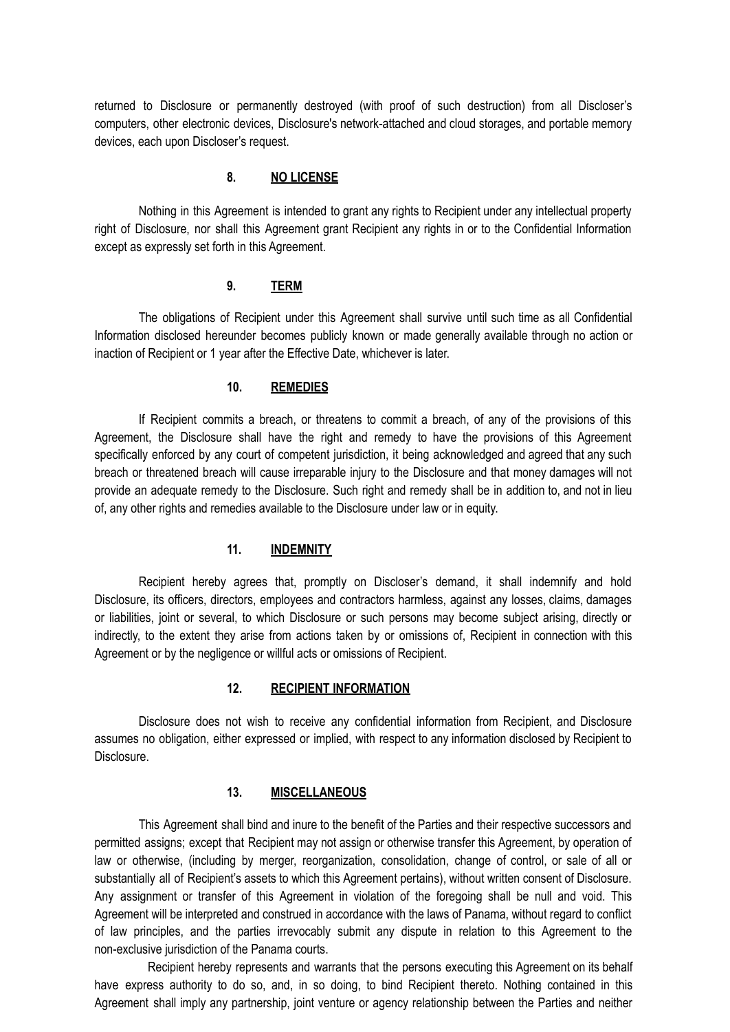returned to Disclosure or permanently destroyed (with proof of such destruction) from all Discloser's computers, other electronic devices, Disclosure's network-attached and cloud storages, and portable memory devices, each upon Discloser's request.

## 8. NO LICENSE

Nothing in this Agreement is intended to grant any rights to Recipient under any intellectual property right of Disclosure, nor shall this Agreement grant Recipient any rights in or to the Confidential Information except as expressly set forth in this Agreement.

## 9. TERM

The obligations of Recipient under this Agreement shall survive until such time as all Confidential Information disclosed hereunder becomes publicly known or made generally available through no action or inaction of Recipient or 1 year after the Effective Date, whichever is later.

## 10. REMEDIES

If Recipient commits a breach, or threatens to commit a breach, of any of the provisions of this Agreement, the Disclosure shall have the right and remedy to have the provisions of this Agreement specifically enforced by any court of competent jurisdiction, it being acknowledged and agreed that any such breach or threatened breach will cause irreparable injury to the Disclosure and that money damages will not provide an adequate remedy to the Disclosure. Such right and remedy shall be in addition to, and not in lieu of, any other rights and remedies available to the Disclosure under law or in equity.

## 11. INDEMNITY

Recipient hereby agrees that, promptly on Discloser's demand, it shall indemnify and hold Disclosure, its officers, directors, employees and contractors harmless, against any losses, claims, damages or liabilities, joint or several, to which Disclosure or such persons may become subject arising, directly or indirectly, to the extent they arise from actions taken by or omissions of, Recipient in connection with this Agreement or by the negligence or willful acts or omissions of Recipient.

## 12. RECIPIENT INFORMATION

Disclosure does not wish to receive any confidential information from Recipient, and Disclosure assumes no obligation, either expressed or implied, with respect to any information disclosed by Recipient to Disclosure.

## 13. MISCELLANEOUS

This Agreement shall bind and inure to the benefit of the Parties and their respective successors and permitted assigns; except that Recipient may not assign or otherwise transfer this Agreement, by operation of law or otherwise, (including by merger, reorganization, consolidation, change of control, or sale of all or substantially all of Recipient's assets to which this Agreement pertains), without written consent of Disclosure. Any assignment or transfer of this Agreement in violation of the foregoing shall be null and void. This Agreement will be interpreted and construed in accordance with the laws of Panama, without regard to conflict of law principles, and the parties irrevocably submit any dispute in relation to this Agreement to the non-exclusive jurisdiction of the Panama courts.

Recipient hereby represents and warrants that the persons executing this Agreement on its behalf have express authority to do so, and, in so doing, to bind Recipient thereto. Nothing contained in this Agreement shall imply any partnership, joint venture or agency relationship between the Parties and neither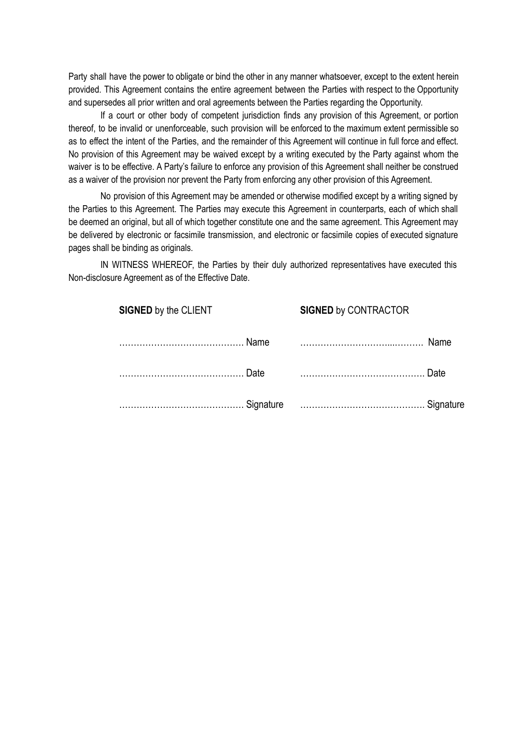Party shall have the power to obligate or bind the other in any manner whatsoever, except to the extent herein provided. This Agreement contains the entire agreement between the Parties with respect to the Opportunity and supersedes all prior written and oral agreements between the Parties regarding the Opportunity.

If a court or other body of competent jurisdiction finds any provision of this Agreement, or portion thereof, to be invalid or unenforceable, such provision will be enforced to the maximum extent permissible so as to effect the intent of the Parties, and the remainder of this Agreement will continue in full force and effect. No provision of this Agreement may be waived except by a writing executed by the Party against whom the waiver is to be effective. A Party's failure to enforce any provision of this Agreement shall neither be construed as a waiver of the provision nor prevent the Party from enforcing any other provision of this Agreement.

No provision of this Agreement may be amended or otherwise modified except by a writing signed by the Parties to this Agreement. The Parties may execute this Agreement in counterparts, each of which shall be deemed an original, but all of which together constitute one and the same agreement. This Agreement may be delivered by electronic or facsimile transmission, and electronic or facsimile copies of executed signature pages shall be binding as originals.

IN WITNESS WHEREOF, the Parties by their duly authorized representatives have executed this Non-disclosure Agreement as of the Effective Date.

| **SIGNED** by the CLIENT | **SIGNED** by CONTRACTOR |
|---|---|
| …………………………………… Name | ………………………...………. Name |
| …………………………………… Date | ……………………………………. Date |
| …………………………………… Signature | ……………………………………. Signature |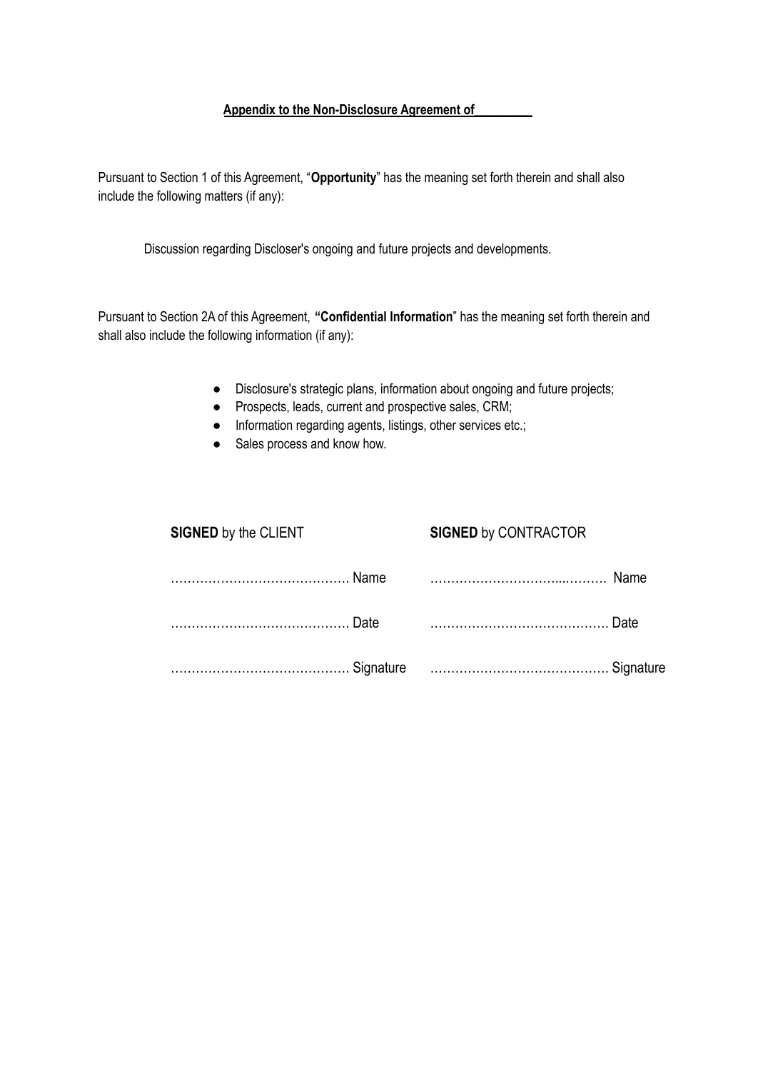**<u>Appendix to the Non-Disclosure Agreement of_________</u>**

Pursuant to Section 1 of this Agreement, "**Opportunity**" has the meaning set forth therein and shall also include the following matters (if any):

Discussion regarding Discloser's ongoing and future projects and developments.

Pursuant to Section 2A of this Agreement, **"Confidential Information**" has the meaning set forth therein and shall also include the following information (if any):

- Disclosure's strategic plans, information about ongoing and future projects;
- Prospects, leads, current and prospective sales, CRM;
- Information regarding agents, listings, other services etc.;
- Sales process and know how.

| | |
|---|---|
| **SIGNED** by the CLIENT | **SIGNED** by CONTRACTOR |
| …………………………………… Name | ………………………...………. Name |
| …………………………………… Date | ……………………………………. Date |
| …………………………………… Signature | ……………………………………. Signature |